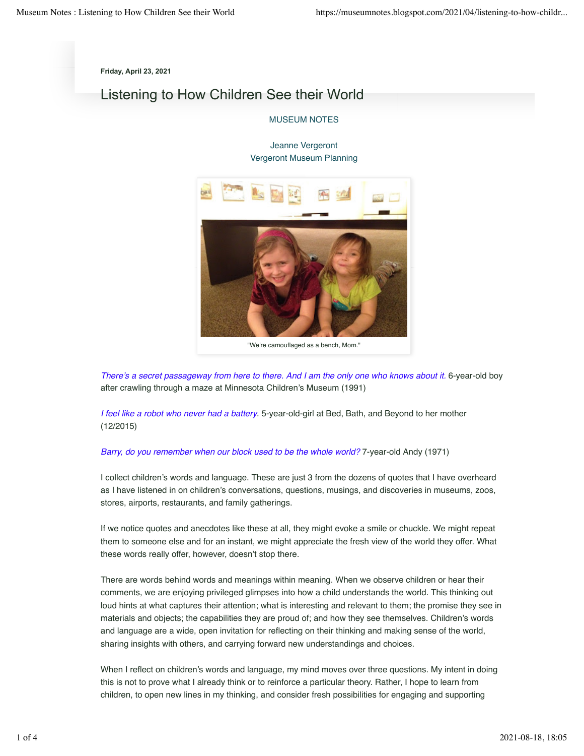Friday, April 23, 2021

# Listening to How Children See their World

MUSEUM NOTES

Jeanne Vergeront
Vergeront Museum Planning

"We're camouflaged as a bench, Mom."

*There's a secret passageway from here to there. And I am the only one who knows about it.* 6-year-old boy after crawling through a maze at Minnesota Children's Museum (1991)

*I feel like a robot who never had a battery.* 5-year-old-girl at Bed, Bath, and Beyond to her mother (12/2015)

*Barry, do you remember when our block used to be the whole world?* 7-year-old Andy (1971)

I collect children's words and language. These are just 3 from the dozens of quotes that I have overheard as I have listened in on children's conversations, questions, musings, and discoveries in museums, zoos, stores, airports, restaurants, and family gatherings.

If we notice quotes and anecdotes like these at all, they might evoke a smile or chuckle. We might repeat them to someone else and for an instant, we might appreciate the fresh view of the world they offer. What these words really offer, however, doesn't stop there.

There are words behind words and meanings within meaning. When we observe children or hear their comments, we are enjoying privileged glimpses into how a child understands the world. This thinking out loud hints at what captures their attention; what is interesting and relevant to them; the promise they see in materials and objects; the capabilities they are proud of; and how they see themselves. Children's words and language are a wide, open invitation for reflecting on their thinking and making sense of the world, sharing insights with others, and carrying forward new understandings and choices.

When I reflect on children's words and language, my mind moves over three questions. My intent in doing this is not to prove what I already think or to reinforce a particular theory. Rather, I hope to learn from children, to open new lines in my thinking, and consider fresh possibilities for engaging and supporting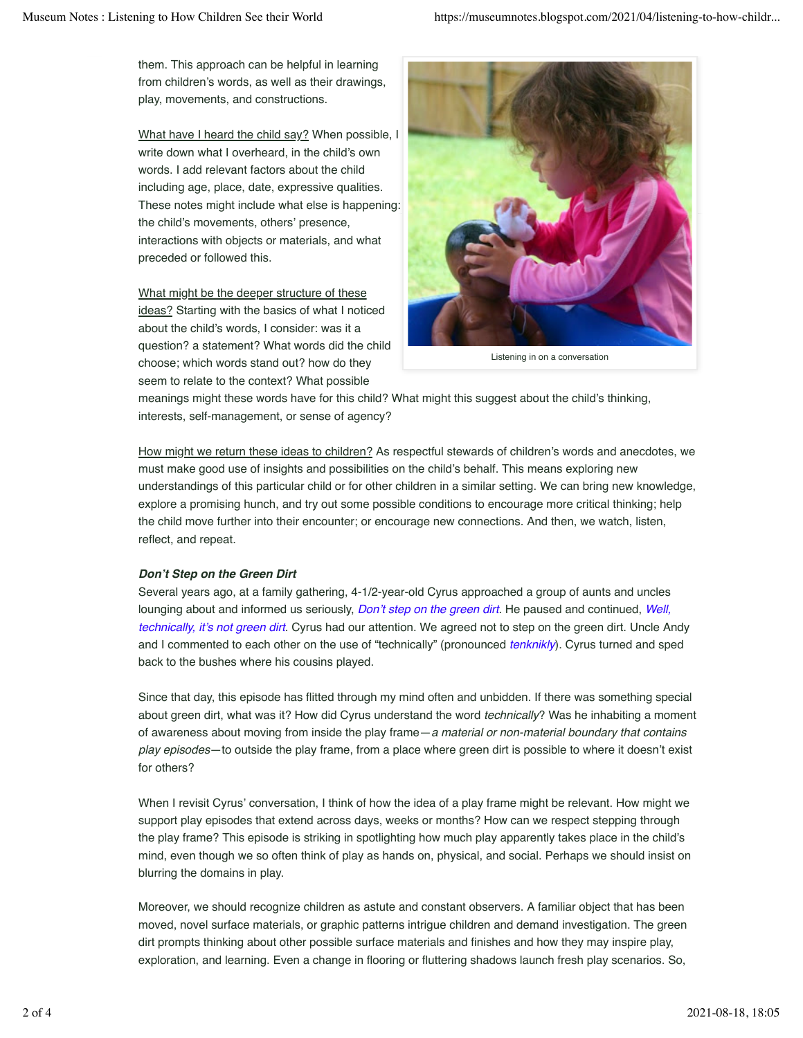them. This approach can be helpful in learning from children's words, as well as their drawings, play, movements, and constructions.

What have I heard the child say? When possible, I write down what I overheard, in the child's own words. I add relevant factors about the child including age, place, date, expressive qualities. These notes might include what else is happening: the child's movements, others' presence, interactions with objects or materials, and what preceded or followed this.

Listening in on a conversation

What might be the deeper structure of these ideas? Starting with the basics of what I noticed about the child's words, I consider: was it a question? a statement? What words did the child choose; which words stand out? how do they seem to relate to the context? What possible meanings might these words have for this child? What might this suggest about the child's thinking, interests, self-management, or sense of agency?

How might we return these ideas to children? As respectful stewards of children's words and anecdotes, we must make good use of insights and possibilities on the child's behalf. This means exploring new understandings of this particular child or for other children in a similar setting. We can bring new knowledge, explore a promising hunch, and try out some possible conditions to encourage more critical thinking; help the child move further into their encounter; or encourage new connections. And then, we watch, listen, reflect, and repeat.

***Don't Step on the Green Dirt***

Several years ago, at a family gathering, 4-1/2-year-old Cyrus approached a group of aunts and uncles lounging about and informed us seriously, *Don't step on the green dirt*. He paused and continued, *Well, technically, it's not green dirt*. Cyrus had our attention. We agreed not to step on the green dirt. Uncle Andy and I commented to each other on the use of "technically" (pronounced *tenknikly*). Cyrus turned and sped back to the bushes where his cousins played.

Since that day, this episode has flitted through my mind often and unbidden. If there was something special about green dirt, what was it? How did Cyrus understand the word *technically*? Was he inhabiting a moment of awareness about moving from inside the play frame—*a material or non-material boundary that contains play episodes*—to outside the play frame, from a place where green dirt is possible to where it doesn't exist for others?

When I revisit Cyrus' conversation, I think of how the idea of a play frame might be relevant. How might we support play episodes that extend across days, weeks or months? How can we respect stepping through the play frame? This episode is striking in spotlighting how much play apparently takes place in the child's mind, even though we so often think of play as hands on, physical, and social. Perhaps we should insist on blurring the domains in play.

Moreover, we should recognize children as astute and constant observers. A familiar object that has been moved, novel surface materials, or graphic patterns intrigue children and demand investigation. The green dirt prompts thinking about other possible surface materials and finishes and how they may inspire play, exploration, and learning. Even a change in flooring or fluttering shadows launch fresh play scenarios. So,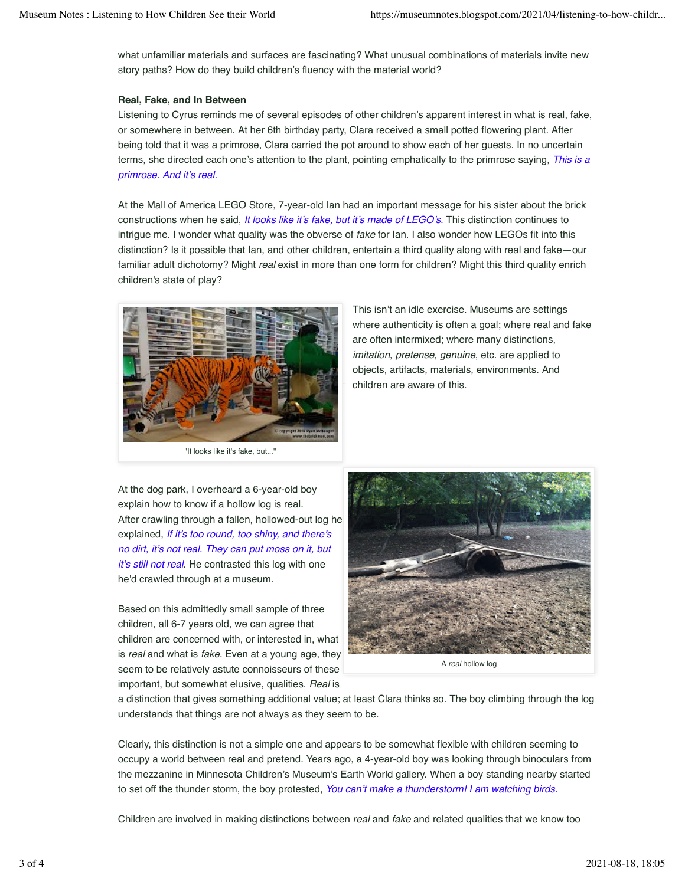what unfamiliar materials and surfaces are fascinating? What unusual combinations of materials invite new story paths? How do they build children's fluency with the material world?

**Real, Fake, and In Between**

Listening to Cyrus reminds me of several episodes of other children's apparent interest in what is real, fake, or somewhere in between. At her 6th birthday party, Clara received a small potted flowering plant. After being told that it was a primrose, Clara carried the pot around to show each of her guests. In no uncertain terms, she directed each one's attention to the plant, pointing emphatically to the primrose saying, *This is a primrose. And it's real.*

At the Mall of America LEGO Store, 7-year-old Ian had an important message for his sister about the brick constructions when he said, *It looks like it's fake, but it's made of LEGO's.* This distinction continues to intrigue me. I wonder what quality was the obverse of *fake* for Ian. I also wonder how LEGOs fit into this distinction? Is it possible that Ian, and other children, entertain a third quality along with real and fake—our familiar adult dichotomy? Might *real* exist in more than one form for children? Might this third quality enrich children's state of play?

"It looks like it's fake, but..."

This isn't an idle exercise. Museums are settings where authenticity is often a goal; where real and fake are often intermixed; where many distinctions, *imitation*, *pretense*, *genuine*, etc. are applied to objects, artifacts, materials, environments. And children are aware of this.

At the dog park, I overheard a 6-year-old boy explain how to know if a hollow log is real. After crawling through a fallen, hollowed-out log he explained, *If it's too round, too shiny, and there's no dirt, it's not real. They can put moss on it, but it's still not real.* He contrasted this log with one he'd crawled through at a museum.

A *real* hollow log

Based on this admittedly small sample of three children, all 6-7 years old, we can agree that children are concerned with, or interested in, what is *real* and what is *fake*. Even at a young age, they seem to be relatively astute connoisseurs of these important, but somewhat elusive, qualities. *Real* is a distinction that gives something additional value; at least Clara thinks so. The boy climbing through the log understands that things are not always as they seem to be.

Clearly, this distinction is not a simple one and appears to be somewhat flexible with children seeming to occupy a world between real and pretend. Years ago, a 4-year-old boy was looking through binoculars from the mezzanine in Minnesota Children's Museum's Earth World gallery. When a boy standing nearby started to set off the thunder storm, the boy protested, *You can't make a thunderstorm! I am watching birds.*

Children are involved in making distinctions between *real* and *fake* and related qualities that we know too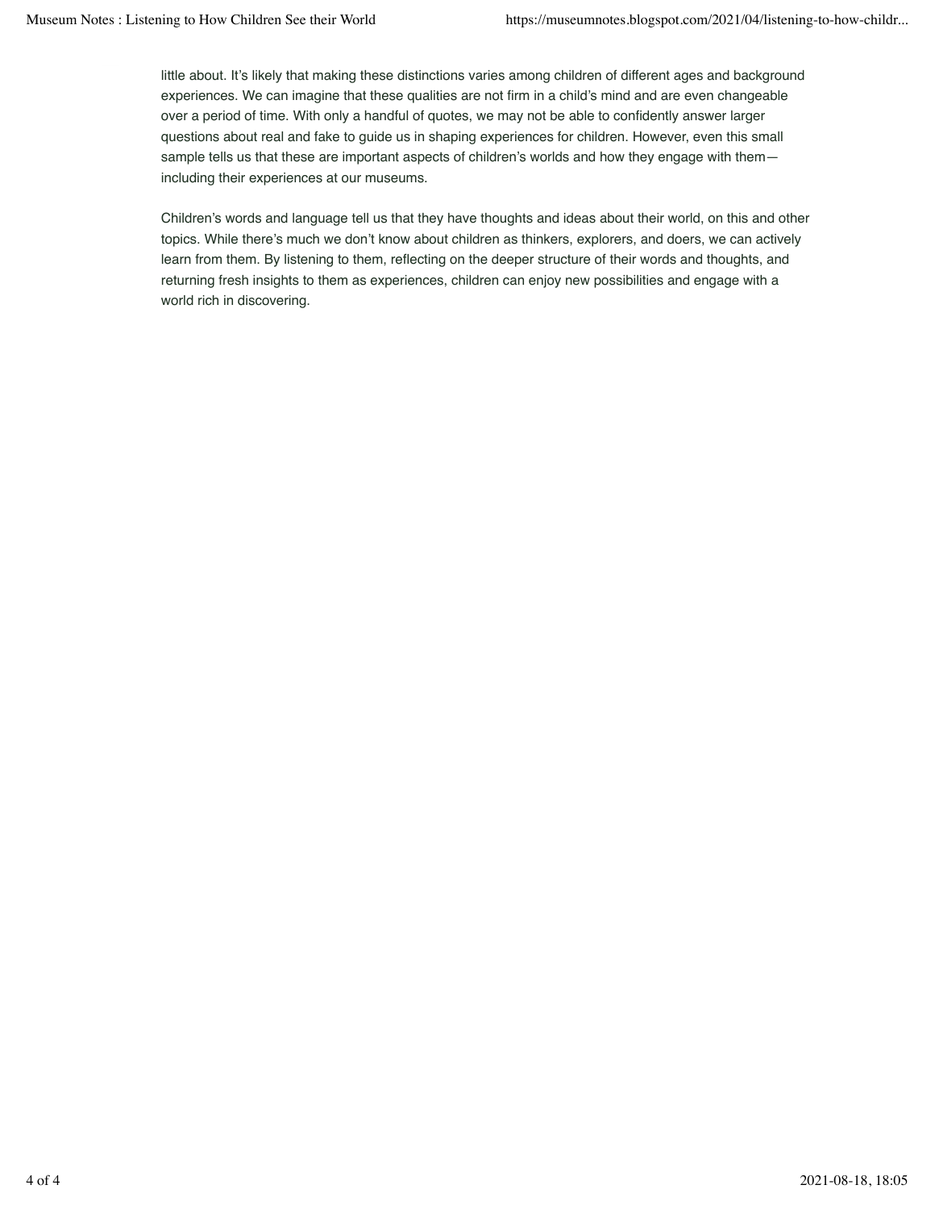little about. It's likely that making these distinctions varies among children of different ages and background experiences. We can imagine that these qualities are not firm in a child's mind and are even changeable over a period of time. With only a handful of quotes, we may not be able to confidently answer larger questions about real and fake to guide us in shaping experiences for children. However, even this small sample tells us that these are important aspects of children's worlds and how they engage with them—including their experiences at our museums.

Children's words and language tell us that they have thoughts and ideas about their world, on this and other topics. While there's much we don't know about children as thinkers, explorers, and doers, we can actively learn from them. By listening to them, reflecting on the deeper structure of their words and thoughts, and returning fresh insights to them as experiences, children can enjoy new possibilities and engage with a world rich in discovering.